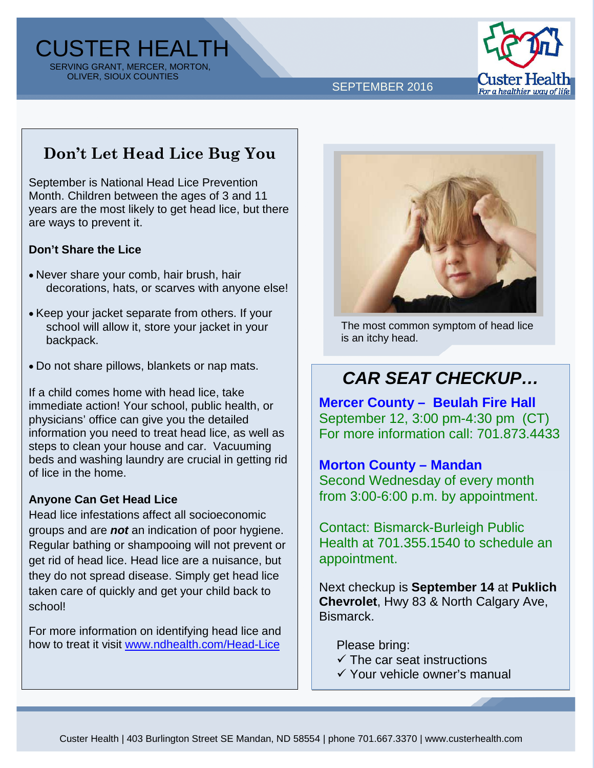# CUSTER HEALTH

SERVING GRANT, MERCER, MORTON, OLIVER, SIOUX COUNTIES

SEPTEMBER 2016

## Don't Let Head Lice Bug You

September is National Head Lice Prevention Month. Children between the ages of 3 and 11 years are the most likely to get head lice, but there are ways to prevent it.

**Don't Share the Lice**

- Never share your comb, hair brush, hair decorations, hats, or scarves with anyone else!
- Keep your jacket separate from others. If your school will allow it, store your jacket in your backpack.
- Do not share pillows, blankets or nap mats.

If a child comes home with head lice, take immediate action! Your school, public health, or physicians' office can give you the detailed information you need to treat head lice, as well as steps to clean your house and car. Vacuuming beds and washing laundry are crucial in getting rid of lice in the home.

**Anyone Can Get Head Lice**

Head lice infestations affect all socioeconomic groups and are ***not*** an indication of poor hygiene. Regular bathing or shampooing will not prevent or get rid of head lice. Head lice are a nuisance, but they do not spread disease. Simply get head lice taken care of quickly and get your child back to school!

For more information on identifying head lice and how to treat it visit www.ndhealth.com/Head-Lice

The most common symptom of head lice is an itchy head.

## *CAR SEAT CHECKUP…*

**Mercer County – Beulah Fire Hall**
September 12, 3:00 pm-4:30 pm (CT)
For more information call: 701.873.4433

**Morton County – Mandan**
Second Wednesday of every month from 3:00-6:00 p.m. by appointment.

Contact: Bismarck-Burleigh Public Health at 701.355.1540 to schedule an appointment.

Next checkup is **September 14** at **Puklich Chevrolet**, Hwy 83 & North Calgary Ave, Bismarck.

Please bring:

- ✓ The car seat instructions
- ✓ Your vehicle owner's manual

Custer Health | 403 Burlington Street SE Mandan, ND 58554 | phone 701.667.3370 | www.custerhealth.com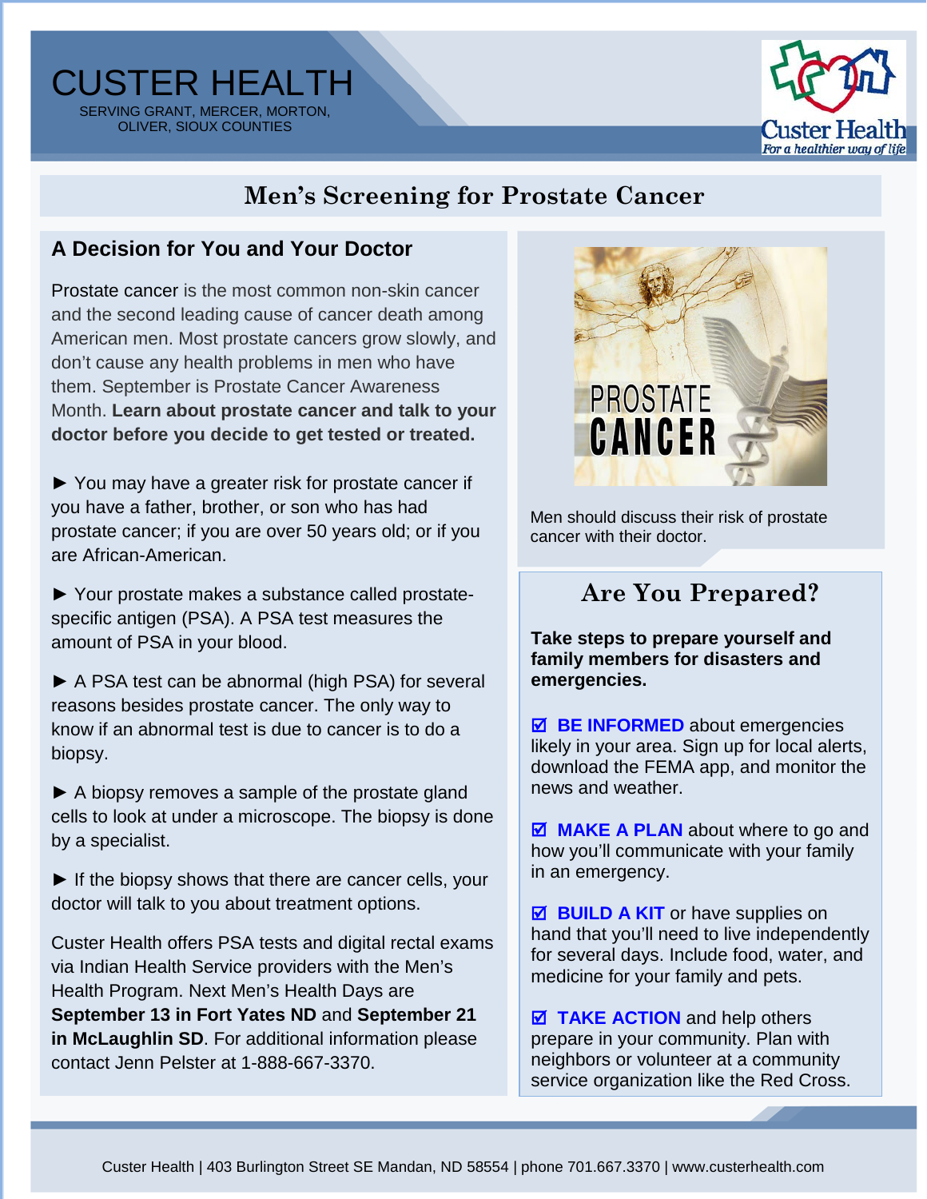# CUSTER HEALTH

SERVING GRANT, MERCER, MORTON, OLIVER, SIOUX COUNTIES

Custer Health
*For a healthier way of life*

## Men's Screening for Prostate Cancer

### A Decision for You and Your Doctor

Prostate cancer is the most common non-skin cancer and the second leading cause of cancer death among American men. Most prostate cancers grow slowly, and don't cause any health problems in men who have them. September is Prostate Cancer Awareness Month. **Learn about prostate cancer and talk to your doctor before you decide to get tested or treated.**

► You may have a greater risk for prostate cancer if you have a father, brother, or son who has had prostate cancer; if you are over 50 years old; or if you are African-American.

► Your prostate makes a substance called prostate-specific antigen (PSA). A PSA test measures the amount of PSA in your blood.

► A PSA test can be abnormal (high PSA) for several reasons besides prostate cancer. The only way to know if an abnormal test is due to cancer is to do a biopsy.

► A biopsy removes a sample of the prostate gland cells to look at under a microscope. The biopsy is done by a specialist.

► If the biopsy shows that there are cancer cells, your doctor will talk to you about treatment options.

Custer Health offers PSA tests and digital rectal exams via Indian Health Service providers with the Men's Health Program. Next Men's Health Days are **September 13 in Fort Yates ND** and **September 21 in McLaughlin SD**. For additional information please contact Jenn Pelster at 1-888-667-3370.

PROSTATE CANCER

Men should discuss their risk of prostate cancer with their doctor.

### Are You Prepared?

**Take steps to prepare yourself and family members for disasters and emergencies.**

☑ **BE INFORMED** about emergencies likely in your area. Sign up for local alerts, download the FEMA app, and monitor the news and weather.

☑ **MAKE A PLAN** about where to go and how you'll communicate with your family in an emergency.

☑ **BUILD A KIT** or have supplies on hand that you'll need to live independently for several days. Include food, water, and medicine for your family and pets.

☑ **TAKE ACTION** and help others prepare in your community. Plan with neighbors or volunteer at a community service organization like the Red Cross.

Custer Health | 403 Burlington Street SE Mandan, ND 58554 | phone 701.667.3370 | www.custerhealth.com